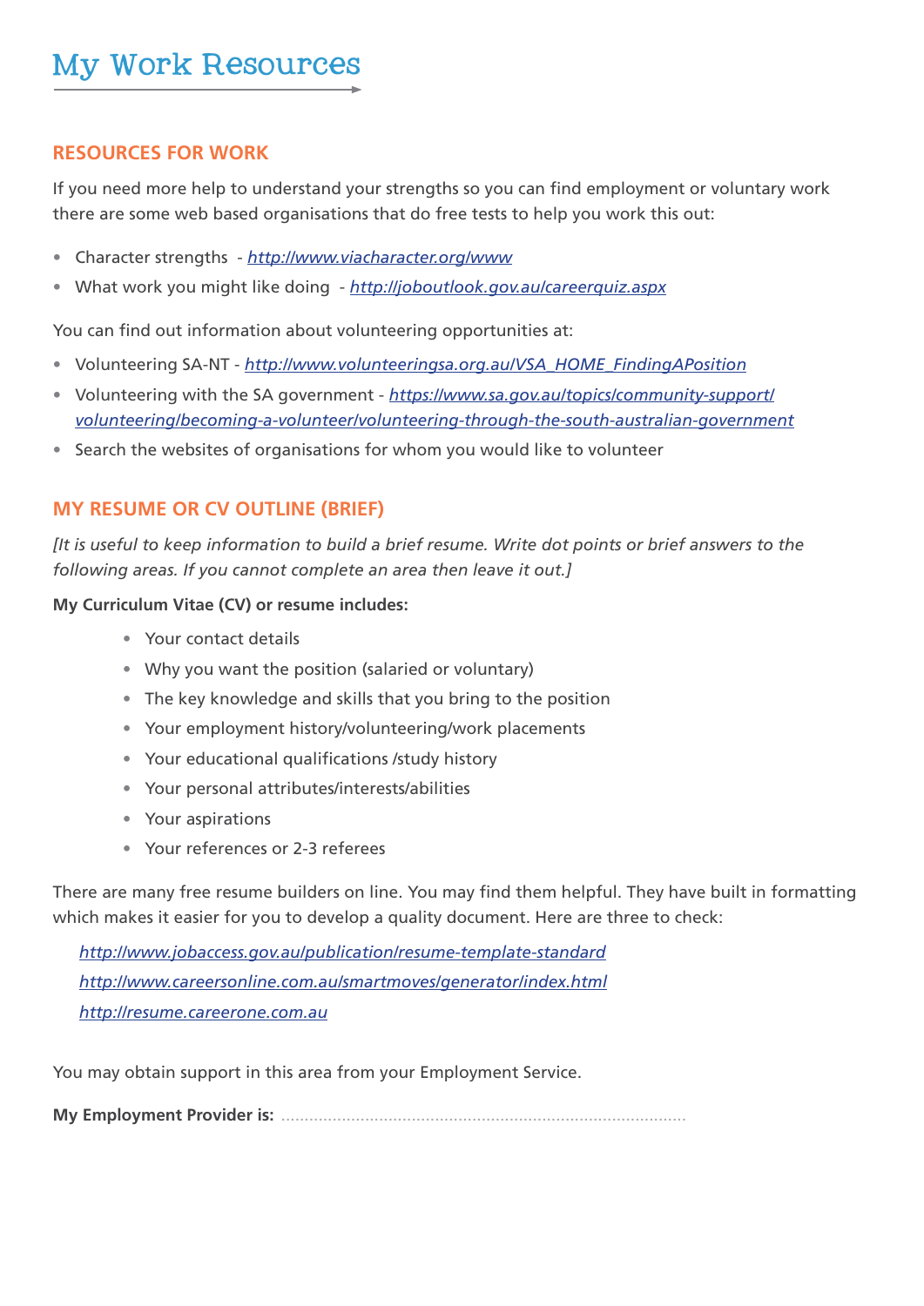# My Work Resources

## RESOURCES FOR WORK

If you need more help to understand your strengths so you can find employment or voluntary work there are some web based organisations that do free tests to help you work this out:

- Character strengths - *http://www.viacharacter.org/www*
- What work you might like doing - *http://joboutlook.gov.au/careerquiz.aspx*

You can find out information about volunteering opportunities at:

- Volunteering SA-NT - *http://www.volunteeringsa.org.au/VSA_HOME_FindingAPosition*
- Volunteering with the SA government - *https://www.sa.gov.au/topics/community-support/volunteering/becoming-a-volunteer/volunteering-through-the-south-australian-government*
- Search the websites of organisations for whom you would like to volunteer

## MY RESUME OR CV OUTLINE (BRIEF)

*[It is useful to keep information to build a brief resume. Write dot points or brief answers to the following areas. If you cannot complete an area then leave it out.]*

**My Curriculum Vitae (CV) or resume includes:**

- Your contact details
- Why you want the position (salaried or voluntary)
- The key knowledge and skills that you bring to the position
- Your employment history/volunteering/work placements
- Your educational qualifications /study history
- Your personal attributes/interests/abilities
- Your aspirations
- Your references or 2-3 referees

There are many free resume builders on line. You may find them helpful. They have built in formatting which makes it easier for you to develop a quality document. Here are three to check:

*http://www.jobaccess.gov.au/publication/resume-template-standard*

*http://www.careersonline.com.au/smartmoves/generator/index.html*

*http://resume.careerone.com.au*

You may obtain support in this area from your Employment Service.

**My Employment Provider is:** ..........................................................................................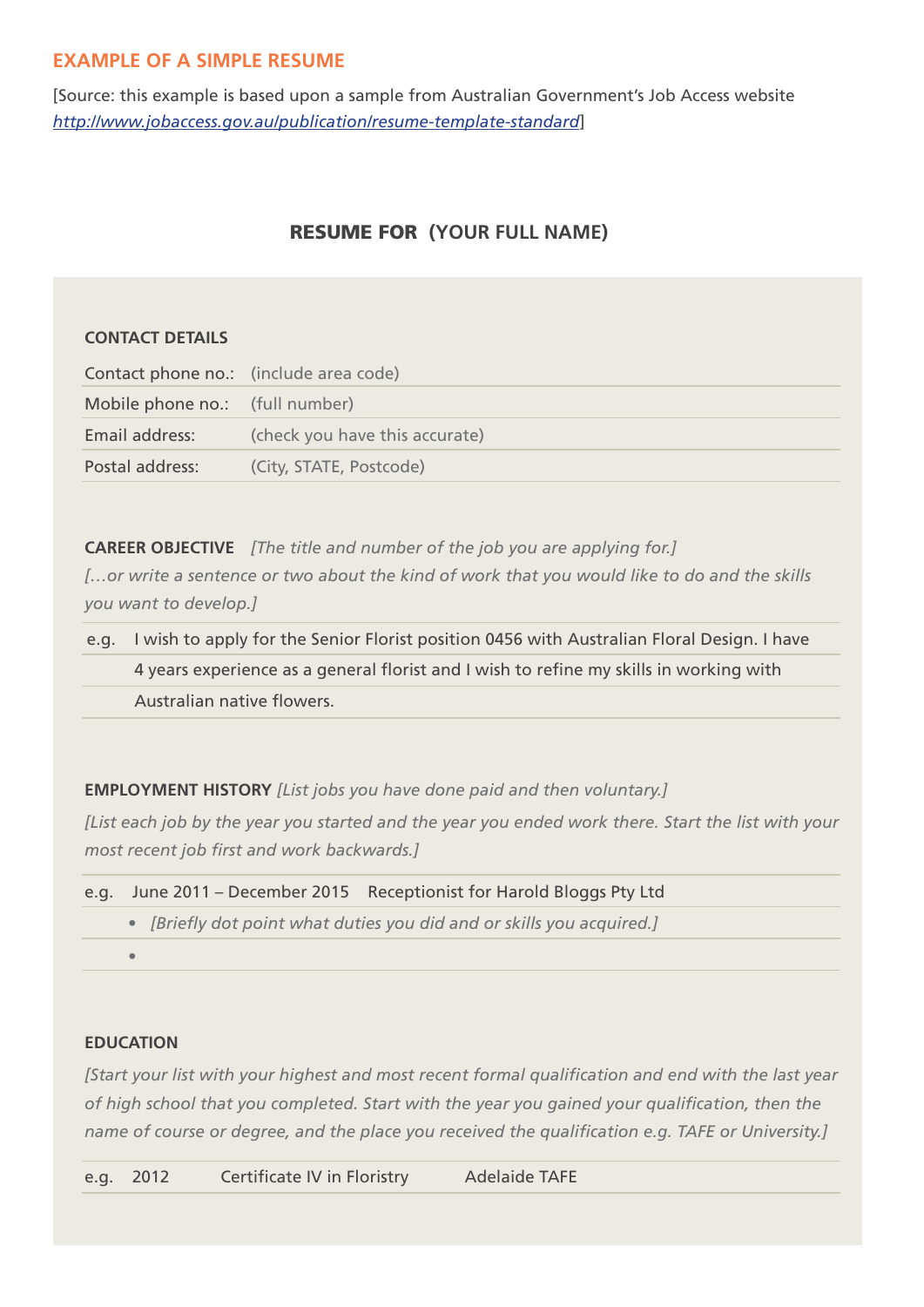## EXAMPLE OF A SIMPLE RESUME

[Source: this example is based upon a sample from Australian Government's Job Access website http://www.jobaccess.gov.au/publication/resume-template-standard]

### RESUME FOR (YOUR FULL NAME)

**CONTACT DETAILS**

| | |
|---|---|
| Contact phone no.: | (include area code) |
| Mobile phone no.: | (full number) |
| Email address: | (check you have this accurate) |
| Postal address: | (City, STATE, Postcode) |

**CAREER OBJECTIVE** *[The title and number of the job you are applying for.]*

*[…or write a sentence or two about the kind of work that you would like to do and the skills you want to develop.]*

e.g. I wish to apply for the Senior Florist position 0456 with Australian Floral Design. I have 4 years experience as a general florist and I wish to refine my skills in working with Australian native flowers.

**EMPLOYMENT HISTORY** *[List jobs you have done paid and then voluntary.]*

*[List each job by the year you started and the year you ended work there. Start the list with your most recent job first and work backwards.]*

e.g. June 2011 – December 2015 Receptionist for Harold Bloggs Pty Ltd

- *[Briefly dot point what duties you did and or skills you acquired.]*
- 

**EDUCATION**

*[Start your list with your highest and most recent formal qualification and end with the last year of high school that you completed. Start with the year you gained your qualification, then the name of course or degree, and the place you received the qualification e.g. TAFE or University.]*

e.g. 2012 Certificate IV in Floristry Adelaide TAFE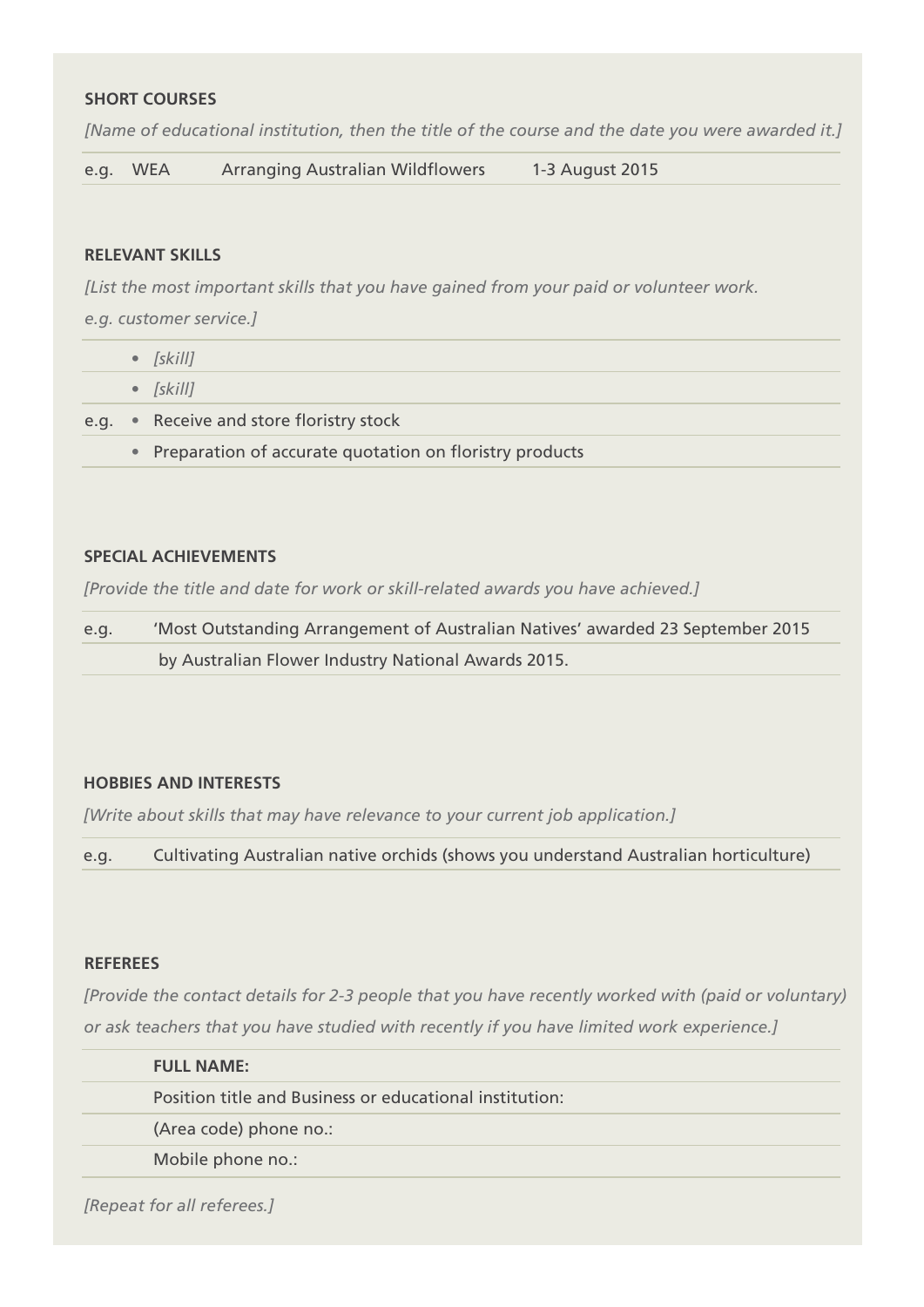**SHORT COURSES**

*[Name of educational institution, then the title of the course and the date you were awarded it.]*

e.g. WEA Arranging Australian Wildflowers 1-3 August 2015

**RELEVANT SKILLS**

*[List the most important skills that you have gained from your paid or volunteer work. e.g. customer service.]*

- *[skill]*
- *[skill]*

e.g.

- Receive and store floristry stock
- Preparation of accurate quotation on floristry products

**SPECIAL ACHIEVEMENTS**

*[Provide the title and date for work or skill-related awards you have achieved.]*

e.g. 'Most Outstanding Arrangement of Australian Natives' awarded 23 September 2015 by Australian Flower Industry National Awards 2015.

**HOBBIES AND INTERESTS**

*[Write about skills that may have relevance to your current job application.]*

e.g. Cultivating Australian native orchids (shows you understand Australian horticulture)

**REFEREES**

*[Provide the contact details for 2-3 people that you have recently worked with (paid or voluntary) or ask teachers that you have studied with recently if you have limited work experience.]*

**FULL NAME:**

Position title and Business or educational institution:

(Area code) phone no.:

Mobile phone no.:

*[Repeat for all referees.]*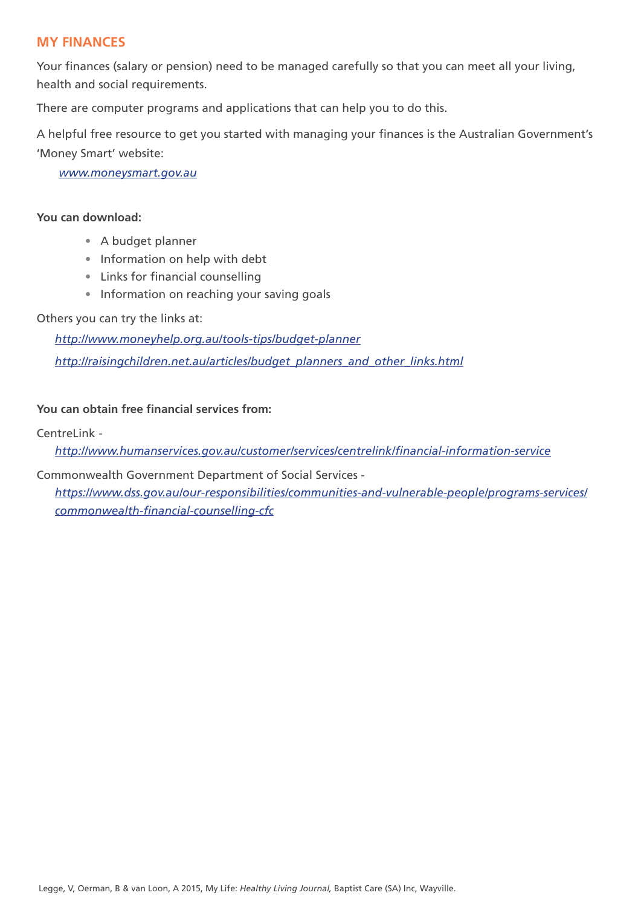## MY FINANCES

Your finances (salary or pension) need to be managed carefully so that you can meet all your living, health and social requirements.

There are computer programs and applications that can help you to do this.

A helpful free resource to get you started with managing your finances is the Australian Government's 'Money Smart' website:

*www.moneysmart.gov.au*

**You can download:**

- A budget planner
- Information on help with debt
- Links for financial counselling
- Information on reaching your saving goals

Others you can try the links at:

*http://www.moneyhelp.org.au/tools-tips/budget-planner*

*http://raisingchildren.net.au/articles/budget_planners_and_other_links.html*

**You can obtain free financial services from:**

CentreLink -

*http://www.humanservices.gov.au/customer/services/centrelink/financial-information-service*

Commonwealth Government Department of Social Services -

*https://www.dss.gov.au/our-responsibilities/communities-and-vulnerable-people/programs-services/commonwealth-financial-counselling-cfc*

Legge, V, Oerman, B & van Loon, A 2015, My Life: *Healthy Living Journal,* Baptist Care (SA) Inc, Wayville.